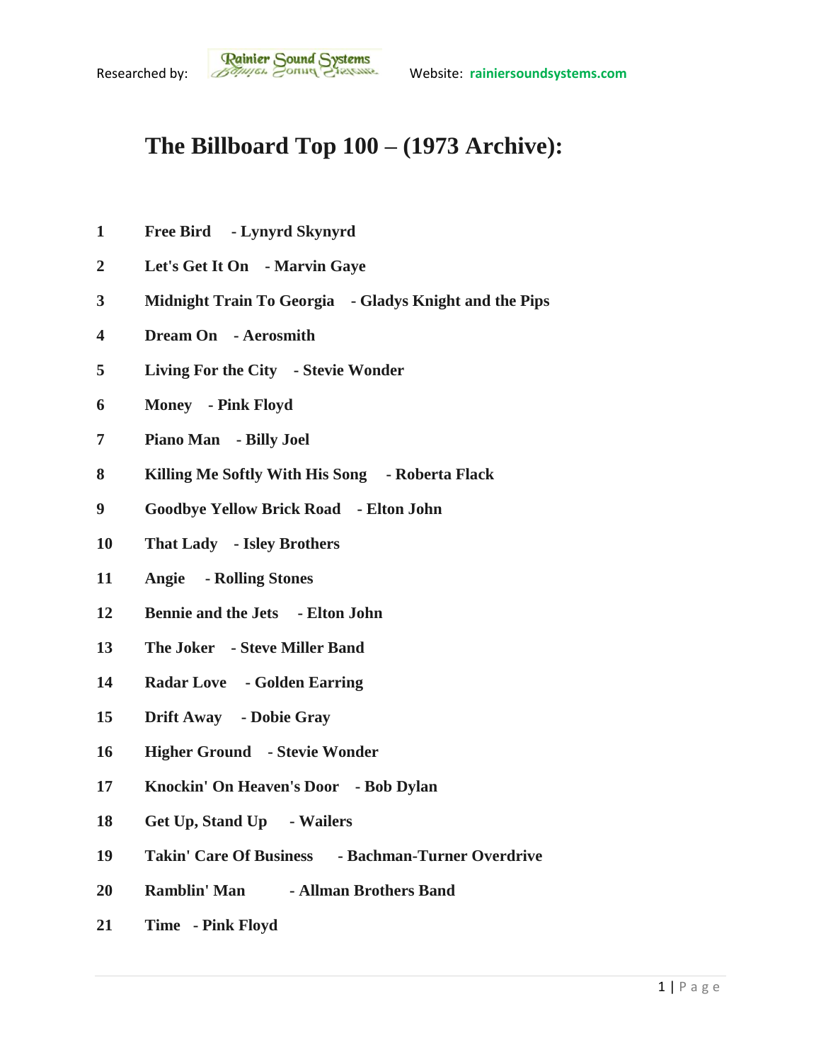Researched by: Rainier Sound Systems Website: rainiersoundsystems.com

# The Billboard Top 100 – (1973 Archive):

1 **Free Bird - Lynyrd Skynyrd**

2 **Let's Get It On - Marvin Gaye**

3 **Midnight Train To Georgia - Gladys Knight and the Pips**

4 **Dream On - Aerosmith**

5 **Living For the City - Stevie Wonder**

6 **Money - Pink Floyd**

7 **Piano Man - Billy Joel**

8 **Killing Me Softly With His Song - Roberta Flack**

9 **Goodbye Yellow Brick Road - Elton John**

10 **That Lady - Isley Brothers**

11 **Angie - Rolling Stones**

12 **Bennie and the Jets - Elton John**

13 **The Joker - Steve Miller Band**

14 **Radar Love - Golden Earring**

15 **Drift Away - Dobie Gray**

16 **Higher Ground - Stevie Wonder**

17 **Knockin' On Heaven's Door - Bob Dylan**

18 **Get Up, Stand Up - Wailers**

19 **Takin' Care Of Business - Bachman-Turner Overdrive**

20 **Ramblin' Man - Allman Brothers Band**

21 **Time - Pink Floyd**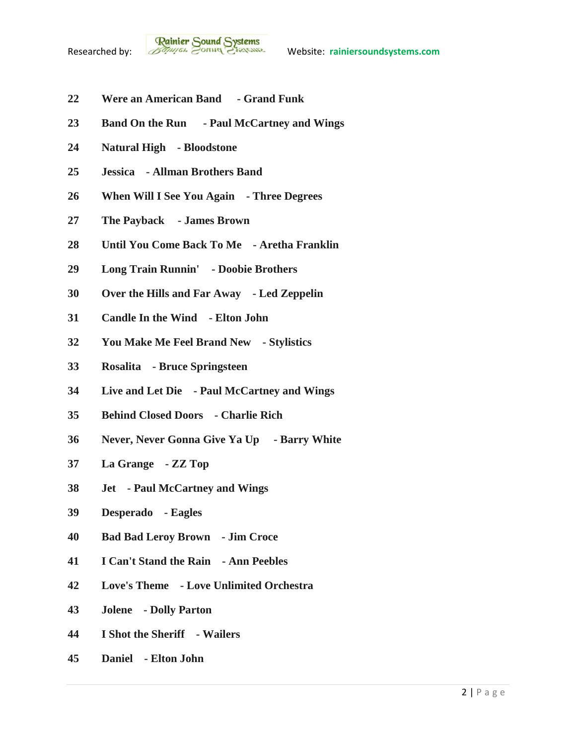**22 Were an American Band - Grand Funk**

**23 Band On the Run - Paul McCartney and Wings**

**24 Natural High - Bloodstone**

**25 Jessica - Allman Brothers Band**

**26 When Will I See You Again - Three Degrees**

**27 The Payback - James Brown**

**28 Until You Come Back To Me - Aretha Franklin**

**29 Long Train Runnin' - Doobie Brothers**

**30 Over the Hills and Far Away - Led Zeppelin**

**31 Candle In the Wind - Elton John**

**32 You Make Me Feel Brand New - Stylistics**

**33 Rosalita - Bruce Springsteen**

**34 Live and Let Die - Paul McCartney and Wings**

**35 Behind Closed Doors - Charlie Rich**

**36 Never, Never Gonna Give Ya Up - Barry White**

**37 La Grange - ZZ Top**

**38 Jet - Paul McCartney and Wings**

**39 Desperado - Eagles**

**40 Bad Bad Leroy Brown - Jim Croce**

**41 I Can't Stand the Rain - Ann Peebles**

**42 Love's Theme - Love Unlimited Orchestra**

**43 Jolene - Dolly Parton**

**44 I Shot the Sheriff - Wailers**

**45 Daniel - Elton John**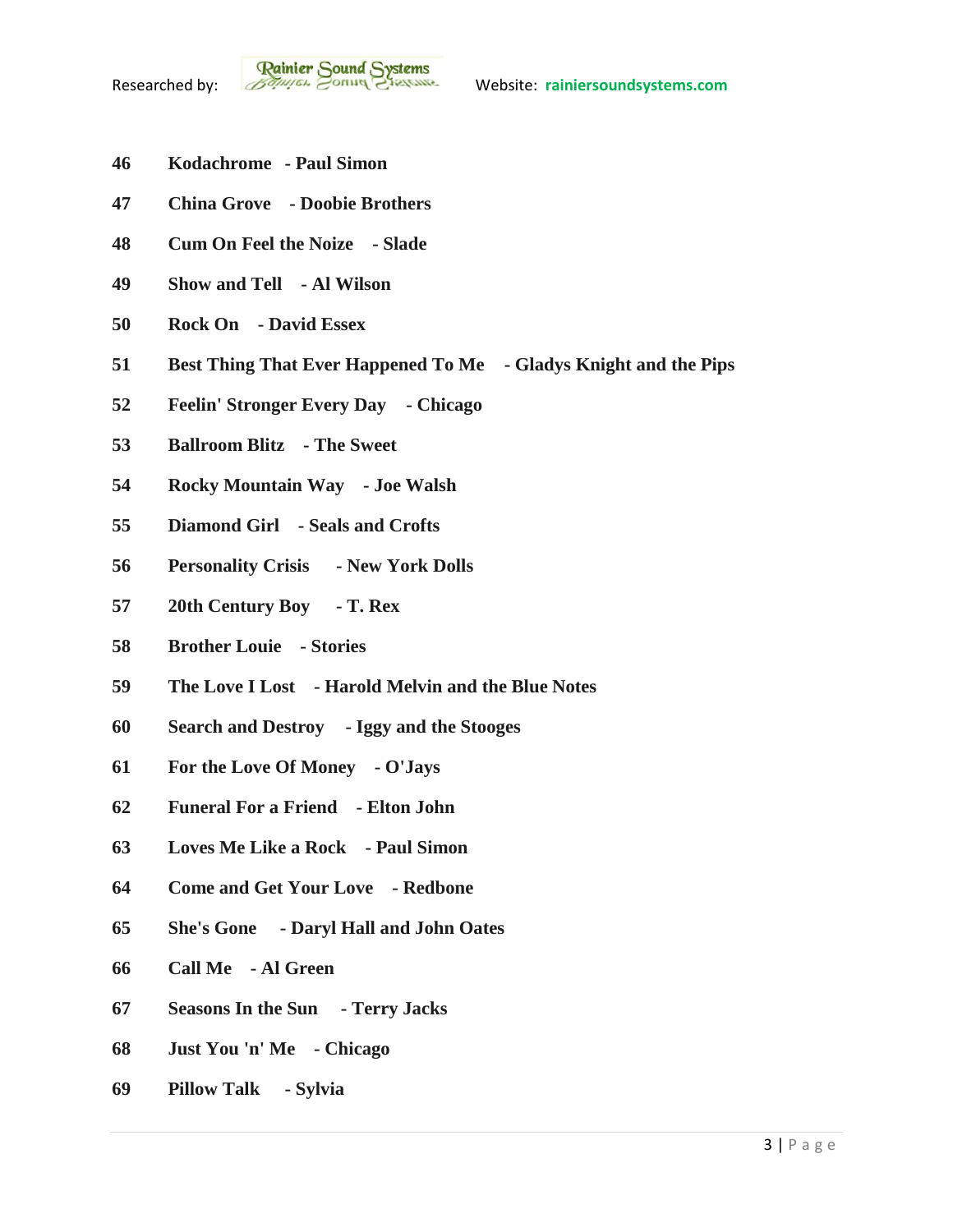**46 Kodachrome - Paul Simon**

**47 China Grove - Doobie Brothers**

**48 Cum On Feel the Noize - Slade**

**49 Show and Tell - Al Wilson**

**50 Rock On - David Essex**

**51 Best Thing That Ever Happened To Me - Gladys Knight and the Pips**

**52 Feelin' Stronger Every Day - Chicago**

**53 Ballroom Blitz - The Sweet**

**54 Rocky Mountain Way - Joe Walsh**

**55 Diamond Girl - Seals and Crofts**

**56 Personality Crisis - New York Dolls**

**57 20th Century Boy - T. Rex**

**58 Brother Louie - Stories**

**59 The Love I Lost - Harold Melvin and the Blue Notes**

**60 Search and Destroy - Iggy and the Stooges**

**61 For the Love Of Money - O'Jays**

**62 Funeral For a Friend - Elton John**

**63 Loves Me Like a Rock - Paul Simon**

**64 Come and Get Your Love - Redbone**

**65 She's Gone - Daryl Hall and John Oates**

**66 Call Me - Al Green**

**67 Seasons In the Sun - Terry Jacks**

**68 Just You 'n' Me - Chicago**

**69 Pillow Talk - Sylvia**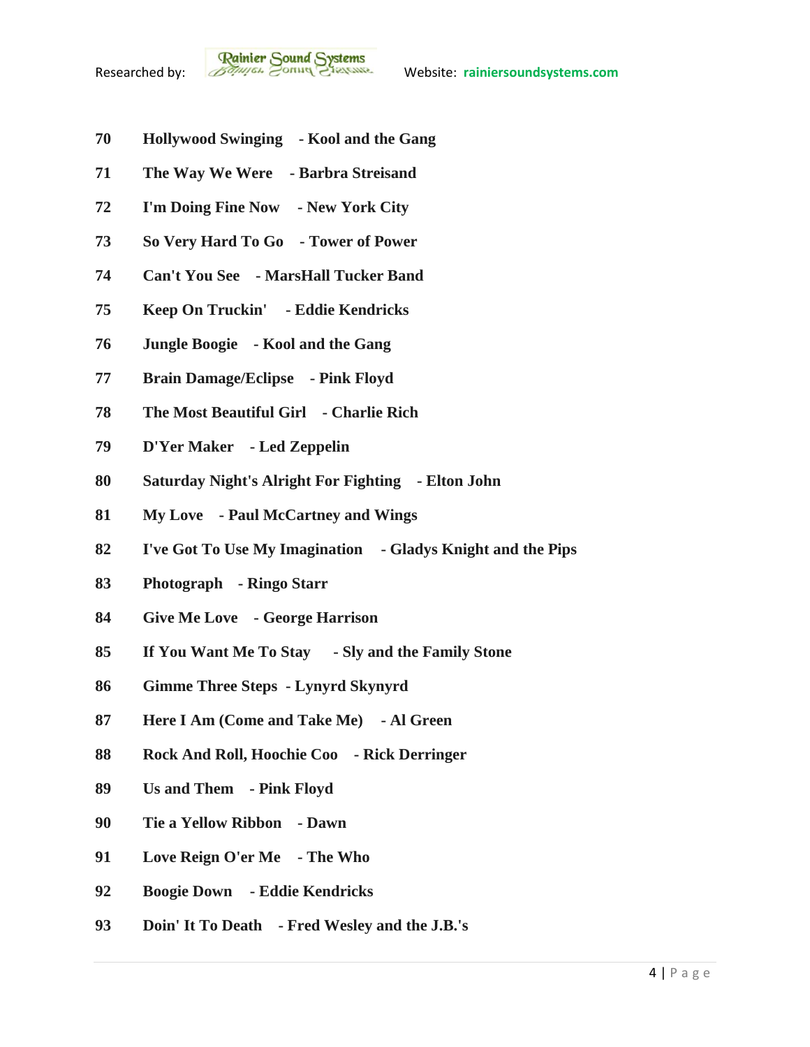**70 Hollywood Swinging - Kool and the Gang**

**71 The Way We Were - Barbra Streisand**

**72 I'm Doing Fine Now - New York City**

**73 So Very Hard To Go - Tower of Power**

**74 Can't You See - MarsHall Tucker Band**

**75 Keep On Truckin' - Eddie Kendricks**

**76 Jungle Boogie - Kool and the Gang**

**77 Brain Damage/Eclipse - Pink Floyd**

**78 The Most Beautiful Girl - Charlie Rich**

**79 D'Yer Maker - Led Zeppelin**

**80 Saturday Night's Alright For Fighting - Elton John**

**81 My Love - Paul McCartney and Wings**

**82 I've Got To Use My Imagination - Gladys Knight and the Pips**

**83 Photograph - Ringo Starr**

**84 Give Me Love - George Harrison**

**85 If You Want Me To Stay - Sly and the Family Stone**

**86 Gimme Three Steps - Lynyrd Skynyrd**

**87 Here I Am (Come and Take Me) - Al Green**

**88 Rock And Roll, Hoochie Coo - Rick Derringer**

**89 Us and Them - Pink Floyd**

**90 Tie a Yellow Ribbon - Dawn**

**91 Love Reign O'er Me - The Who**

**92 Boogie Down - Eddie Kendricks**

**93 Doin' It To Death - Fred Wesley and the J.B.'s**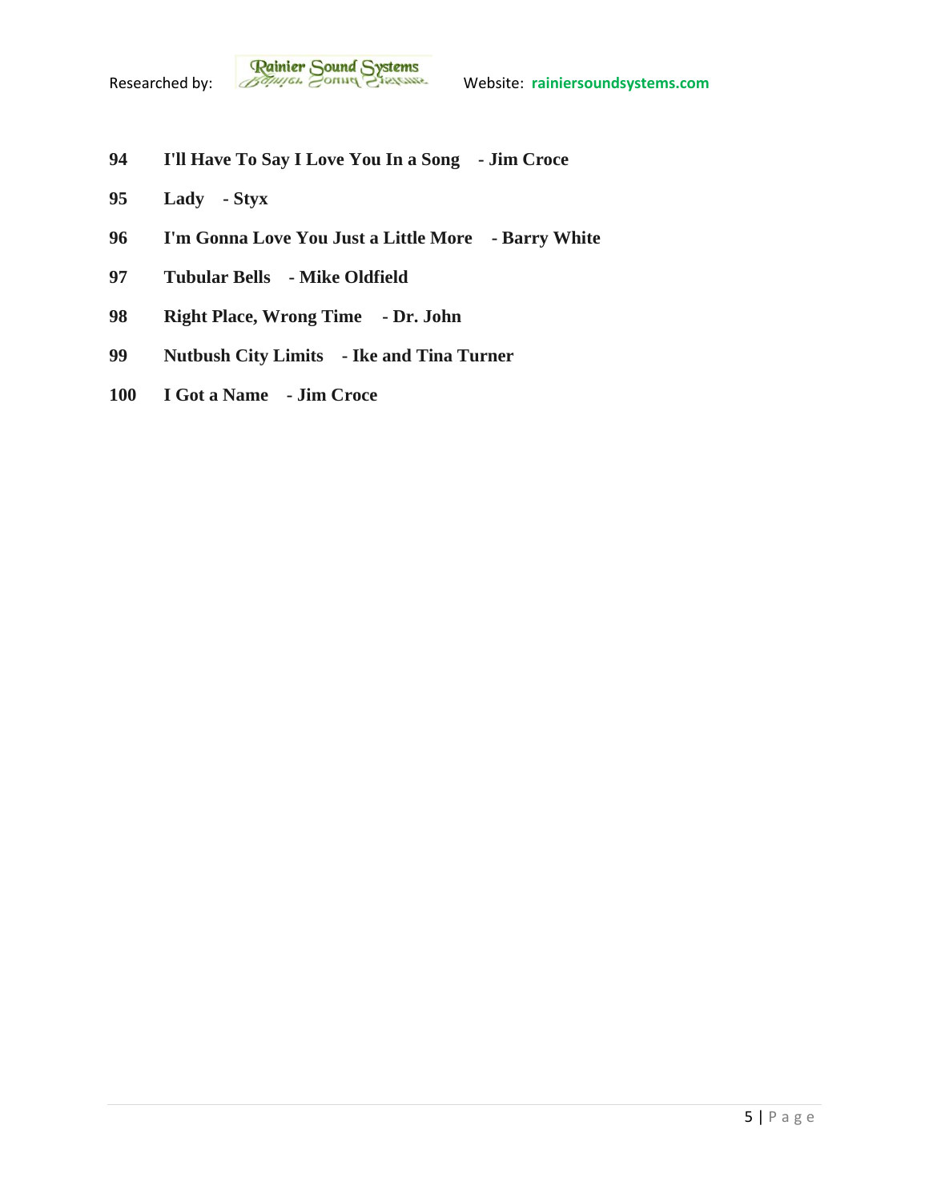**94 I'll Have To Say I Love You In a Song - Jim Croce**

**95 Lady - Styx**

**96 I'm Gonna Love You Just a Little More - Barry White**

**97 Tubular Bells - Mike Oldfield**

**98 Right Place, Wrong Time - Dr. John**

**99 Nutbush City Limits - Ike and Tina Turner**

**100 I Got a Name - Jim Croce**